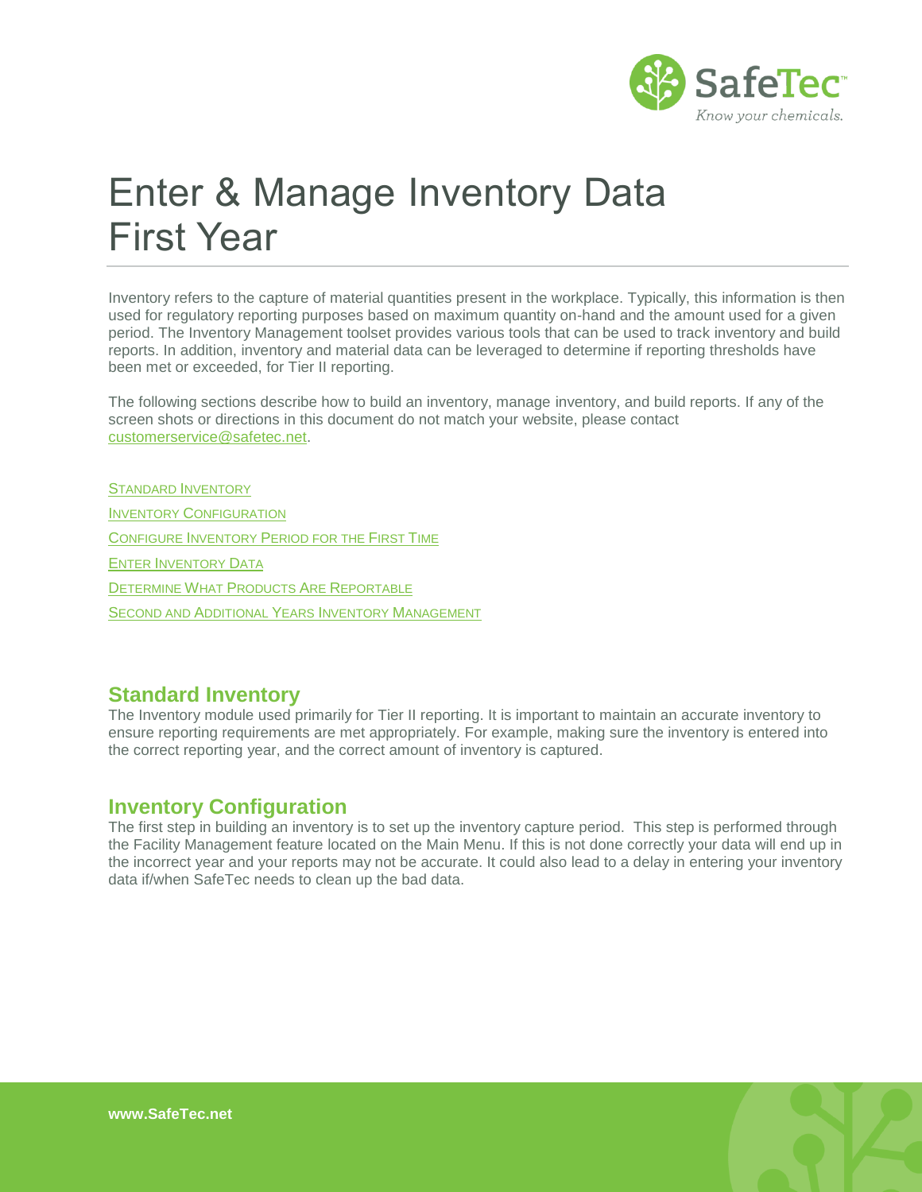# Enter & Manage Inventory Data First Year

Inventory refers to the capture of material quantities present in the workplace. Typically, this information is then used for regulatory reporting purposes based on maximum quantity on-hand and the amount used for a given period. The Inventory Management toolset provides various tools that can be used to track inventory and build reports. In addition, inventory and material data can be leveraged to determine if reporting thresholds have been met or exceeded, for Tier II reporting.

The following sections describe how to build an inventory, manage inventory, and build reports. If any of the screen shots or directions in this document do not match your website, please contact customerservice@safetec.net.

- Standard Inventory
- Inventory Configuration
- Configure Inventory Period for the First Time
- Enter Inventory Data
- Determine What Products Are Reportable
- Second and Additional Years Inventory Management

## Standard Inventory

The Inventory module used primarily for Tier II reporting. It is important to maintain an accurate inventory to ensure reporting requirements are met appropriately. For example, making sure the inventory is entered into the correct reporting year, and the correct amount of inventory is captured.

## Inventory Configuration

The first step in building an inventory is to set up the inventory capture period. This step is performed through the Facility Management feature located on the Main Menu. If this is not done correctly your data will end up in the incorrect year and your reports may not be accurate. It could also lead to a delay in entering your inventory data if/when SafeTec needs to clean up the bad data.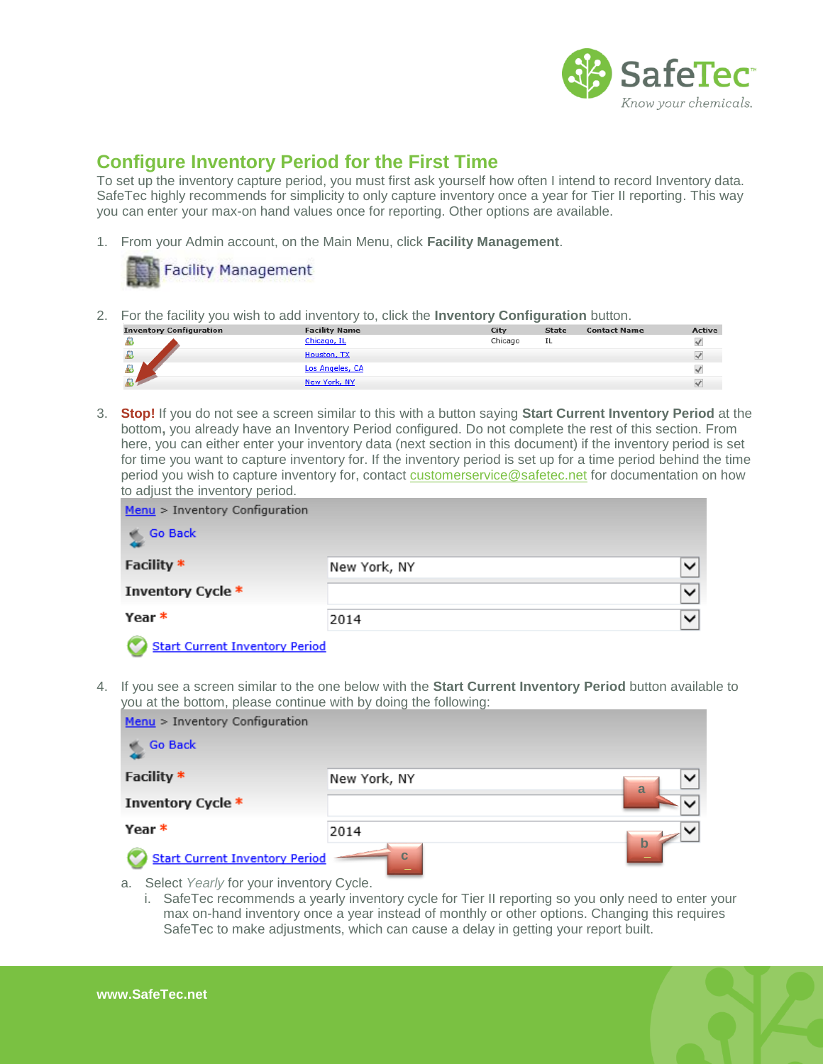## Configure Inventory Period for the First Time

To set up the inventory capture period, you must first ask yourself how often I intend to record Inventory data. SafeTec highly recommends for simplicity to only capture inventory once a year for Tier II reporting. This way you can enter your max-on hand values once for reporting. Other options are available.

1. From your Admin account, on the Main Menu, click **Facility Management**.

   Facility Management

2. For the facility you wish to add inventory to, click the **Inventory Configuration** button.

| Inventory Configuration | Facility Name | City | State | Contact Name | Active |
|---|---|---|---|---|---|
| | Chicago, IL | Chicago | IL | | ✓ |
| | Houston, TX | | | | ✓ |
| | Los Angeles, CA | | | | ✓ |
| | New York, NY | | | | ✓ |

3. **Stop!** If you do not see a screen similar to this with a button saying **Start Current Inventory Period** at the bottom**,** you already have an Inventory Period configured. Do not complete the rest of this section. From here, you can either enter your inventory data (next section in this document) if the inventory period is set for time you want to capture inventory for. If the inventory period is set up for a time period behind the time period you wish to capture inventory for, contact customerservice@safetec.net for documentation on how to adjust the inventory period.

   Menu > Inventory Configuration

   Go Back

   | | |
   |---|---|
   | Facility * | New York, NY |
   | Inventory Cycle * | |
   | Year * | 2014 |

   Start Current Inventory Period

4. If you see a screen similar to the one below with the **Start Current Inventory Period** button available to you at the bottom, please continue with by doing the following:

   Menu > Inventory Configuration

   Go Back

   | | |
   |---|---|
   | Facility * | New York, NY |
   | Inventory Cycle * | (a) |
   | Year * | 2014 (b) |

   Start Current Inventory Period (c)

   a. Select *Yearly* for your inventory Cycle.
      i. SafeTec recommends a yearly inventory cycle for Tier II reporting so you only need to enter your max on-hand inventory once a year instead of monthly or other options. Changing this requires SafeTec to make adjustments, which can cause a delay in getting your report built.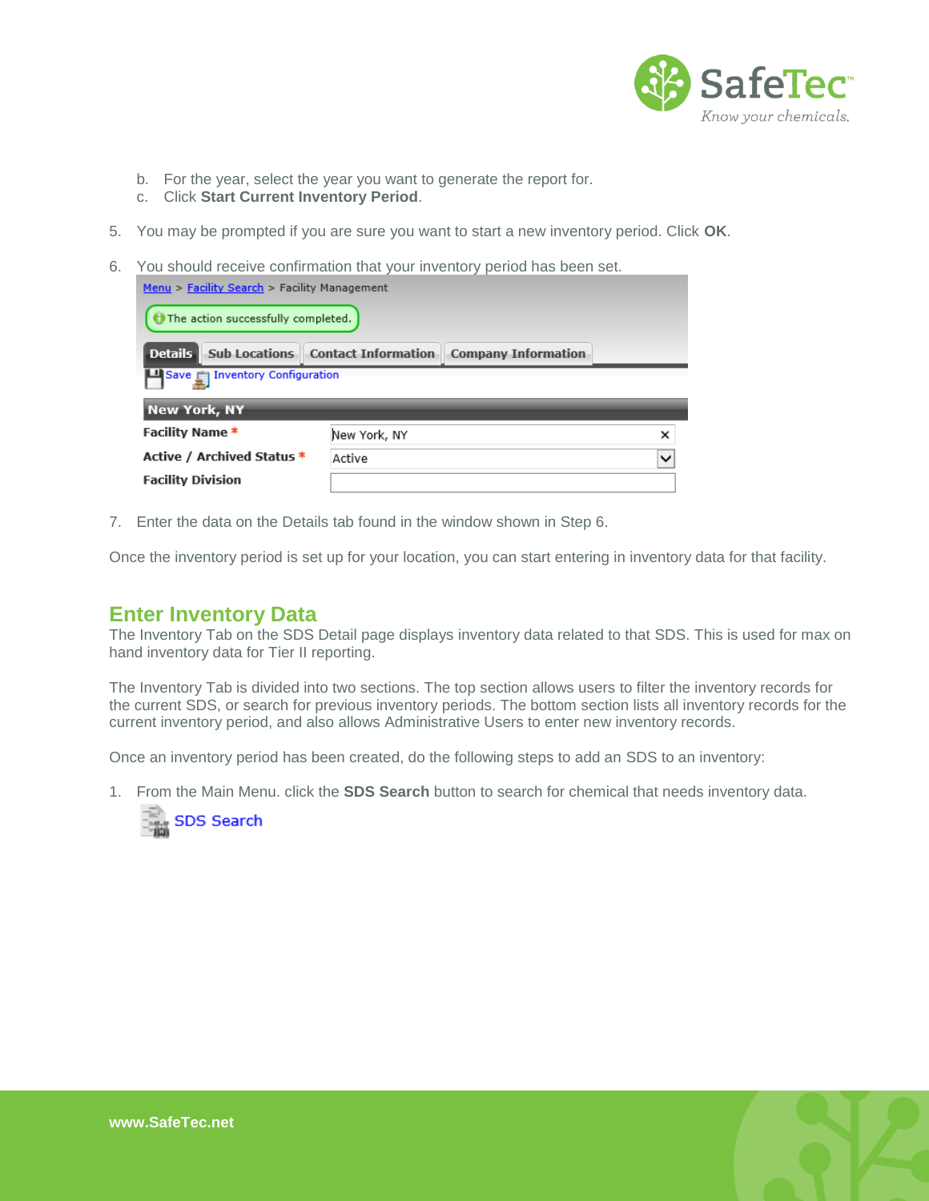b. For the year, select the year you want to generate the report for.
   c. Click **Start Current Inventory Period**.

5. You may be prompted if you are sure you want to start a new inventory period. Click **OK**.

6. You should receive confirmation that your inventory period has been set.

7. Enter the data on the Details tab found in the window shown in Step 6.

Once the inventory period is set up for your location, you can start entering in inventory data for that facility.

## Enter Inventory Data

The Inventory Tab on the SDS Detail page displays inventory data related to that SDS. This is used for max on hand inventory data for Tier II reporting.

The Inventory Tab is divided into two sections. The top section allows users to filter the inventory records for the current SDS, or search for previous inventory periods. The bottom section lists all inventory records for the current inventory period, and also allows Administrative Users to enter new inventory records.

Once an inventory period has been created, do the following steps to add an SDS to an inventory:

1. From the Main Menu. click the **SDS Search** button to search for chemical that needs inventory data.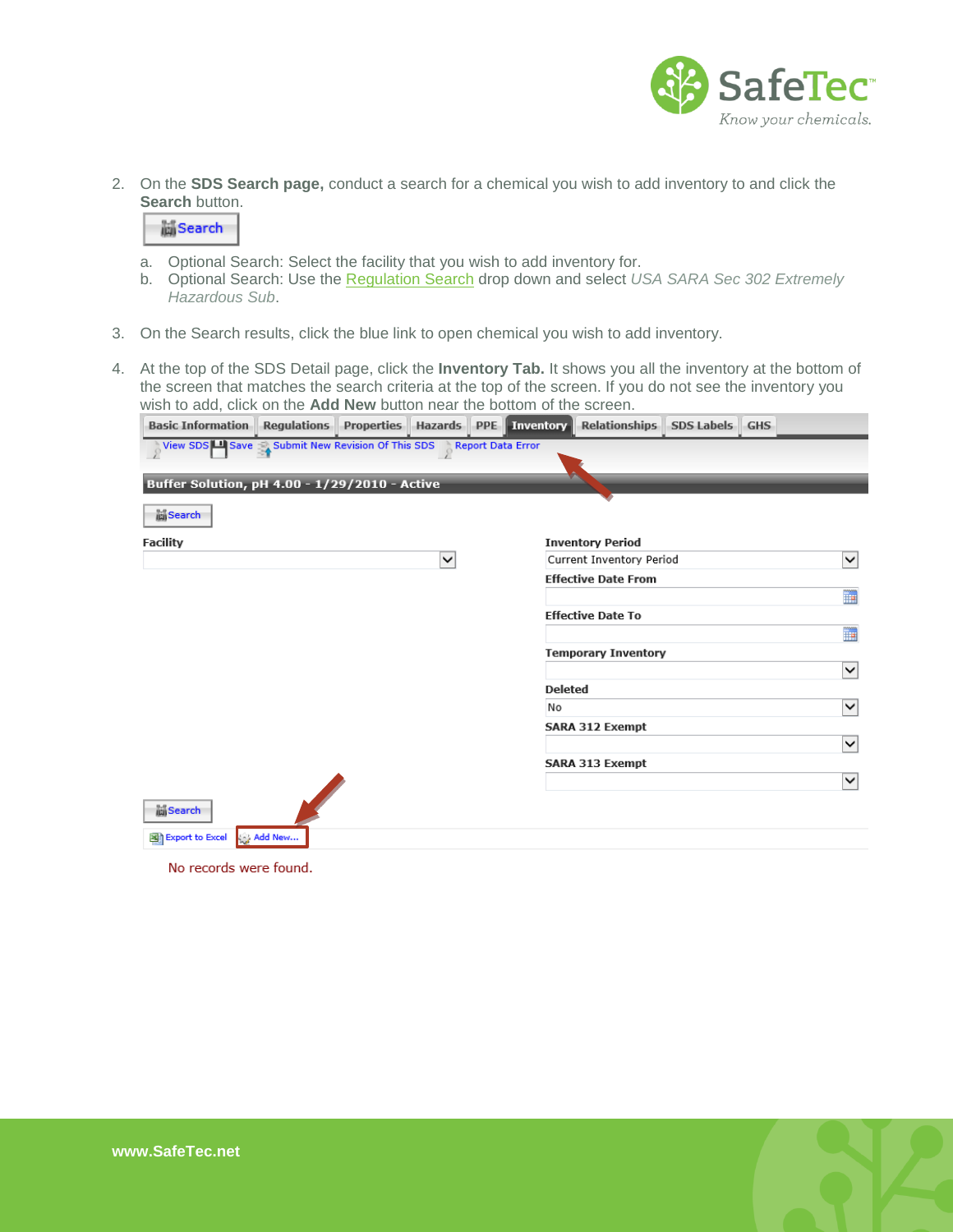2. On the **SDS Search page,** conduct a search for a chemical you wish to add inventory to and click the **Search** button.

   Search

   a. Optional Search: Select the facility that you wish to add inventory for.
   b. Optional Search: Use the Regulation Search drop down and select *USA SARA Sec 302 Extremely Hazardous Sub*.

3. On the Search results, click the blue link to open chemical you wish to add inventory.

4. At the top of the SDS Detail page, click the **Inventory Tab.** It shows you all the inventory at the bottom of the screen that matches the search criteria at the top of the screen. If you do not see the inventory you wish to add, click on the **Add New** button near the bottom of the screen.

Basic Information | Regulations | Properties | Hazards | PPE | Inventory | Relationships | SDS Labels | GHS

View SDS | Save | Submit New Revision Of This SDS | Report Data Error

**Buffer Solution, pH 4.00 - 1/29/2010 - Active**

Search

**Facility**

**Inventory Period**
Current Inventory Period

**Effective Date From**

**Effective Date To**

**Temporary Inventory**

**Deleted**
No

**SARA 312 Exempt**

**SARA 313 Exempt**

Search

Export to Excel | Add New...

No records were found.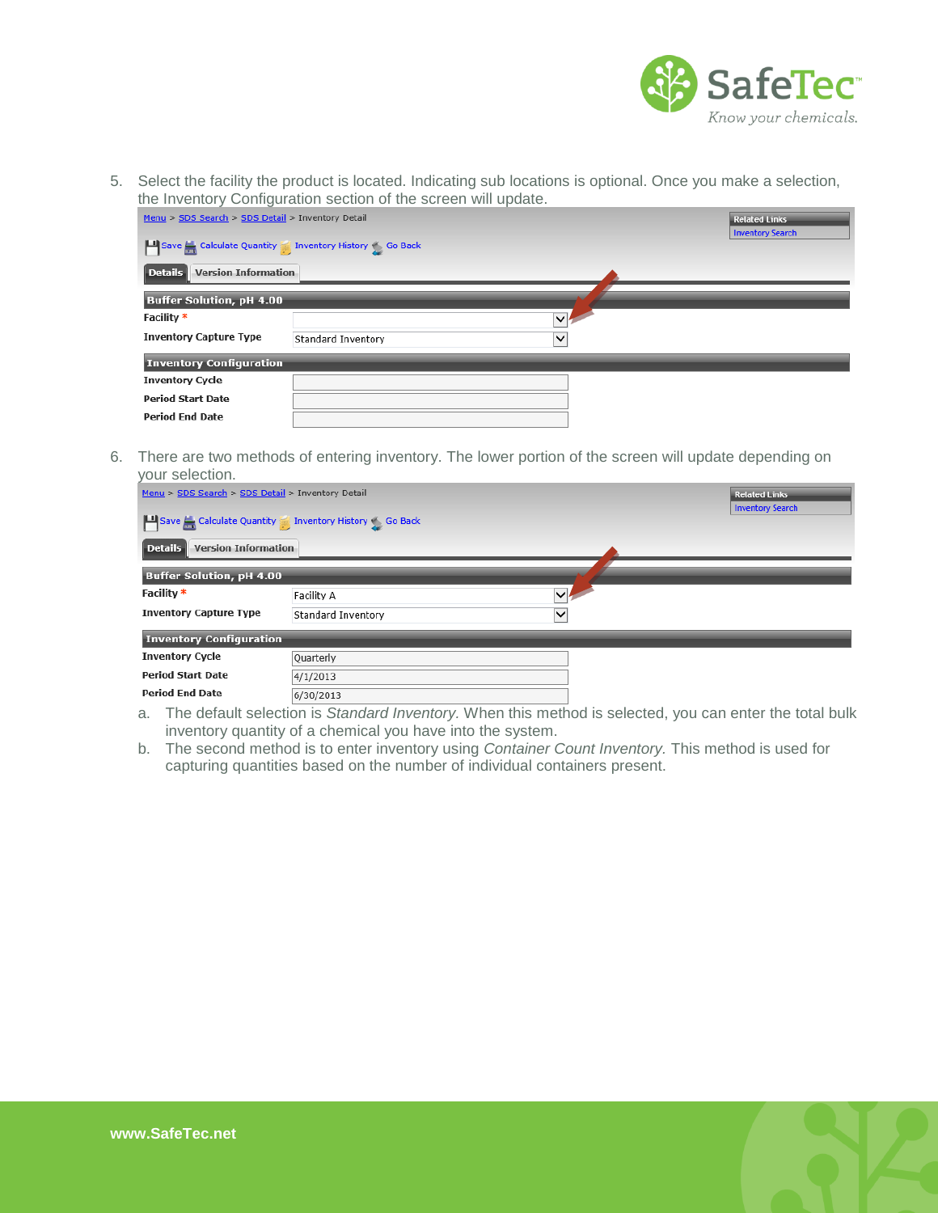5. Select the facility the product is located. Indicating sub locations is optional. Once you make a selection, the Inventory Configuration section of the screen will update.

Menu > SDS Search > SDS Detail > Inventory Detail

Related Links
Inventory Search

Save | Calculate Quantity | Inventory History | Go Back

Details | Version Information

**Buffer Solution, pH 4.00**

| Field | Value |
| --- | --- |
| Facility * | |
| Inventory Capture Type | Standard Inventory |

**Inventory Configuration**

| Field | Value |
| --- | --- |
| Inventory Cycle | |
| Period Start Date | |
| Period End Date | |

6. There are two methods of entering inventory. The lower portion of the screen will update depending on your selection.

Menu > SDS Search > SDS Detail > Inventory Detail

Related Links
Inventory Search

Save | Calculate Quantity | Inventory History | Go Back

Details | Version Information

**Buffer Solution, pH 4.00**

| Field | Value |
| --- | --- |
| Facility * | Facility A |
| Inventory Capture Type | Standard Inventory |

**Inventory Configuration**

| Field | Value |
| --- | --- |
| Inventory Cycle | Quarterly |
| Period Start Date | 4/1/2013 |
| Period End Date | 6/30/2013 |

   a. The default selection is *Standard Inventory.* When this method is selected, you can enter the total bulk inventory quantity of a chemical you have into the system.
   b. The second method is to enter inventory using *Container Count Inventory.* This method is used for capturing quantities based on the number of individual containers present.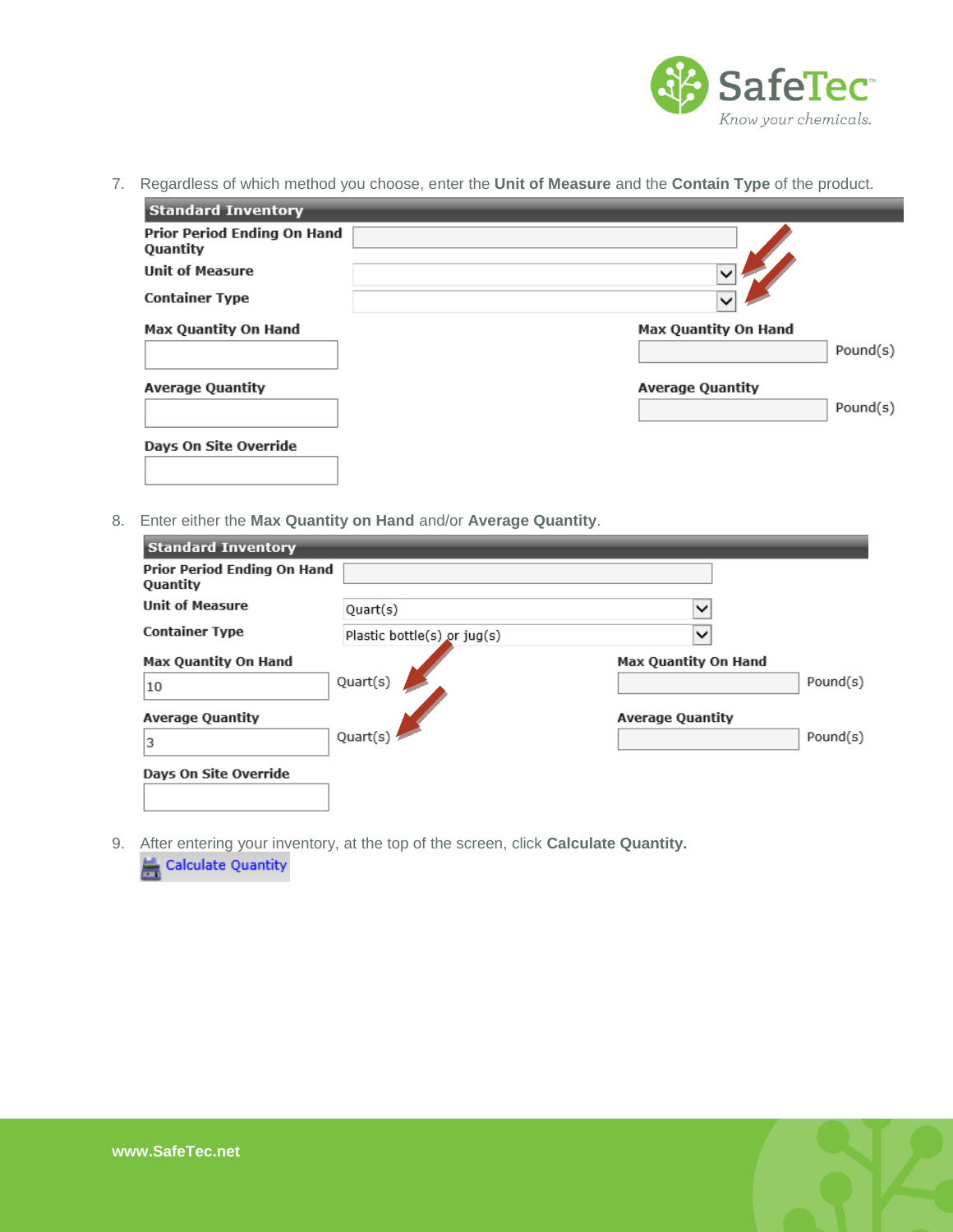7. Regardless of which method you choose, enter the **Unit of Measure** and the **Contain Type** of the product.

**Standard Inventory**

| Field | Value | Field | Value |
| --- | --- | --- | --- |
| Prior Period Ending On Hand Quantity | | | |
| Unit of Measure | | | |
| Container Type | | | |
| Max Quantity On Hand | | Max Quantity On Hand | Pound(s) |
| Average Quantity | | Average Quantity | Pound(s) |
| Days On Site Override | | | |

8. Enter either the **Max Quantity on Hand** and/or **Average Quantity**.

**Standard Inventory**

| Field | Value | Field | Value |
| --- | --- | --- | --- |
| Prior Period Ending On Hand Quantity | | | |
| Unit of Measure | Quart(s) | | |
| Container Type | Plastic bottle(s) or jug(s) | | |
| Max Quantity On Hand | 10 Quart(s) | Max Quantity On Hand | Pound(s) |
| Average Quantity | 3 Quart(s) | Average Quantity | Pound(s) |
| Days On Site Override | | | |

9. After entering your inventory, at the top of the screen, click **Calculate Quantity.**

Calculate Quantity

www.SafeTec.net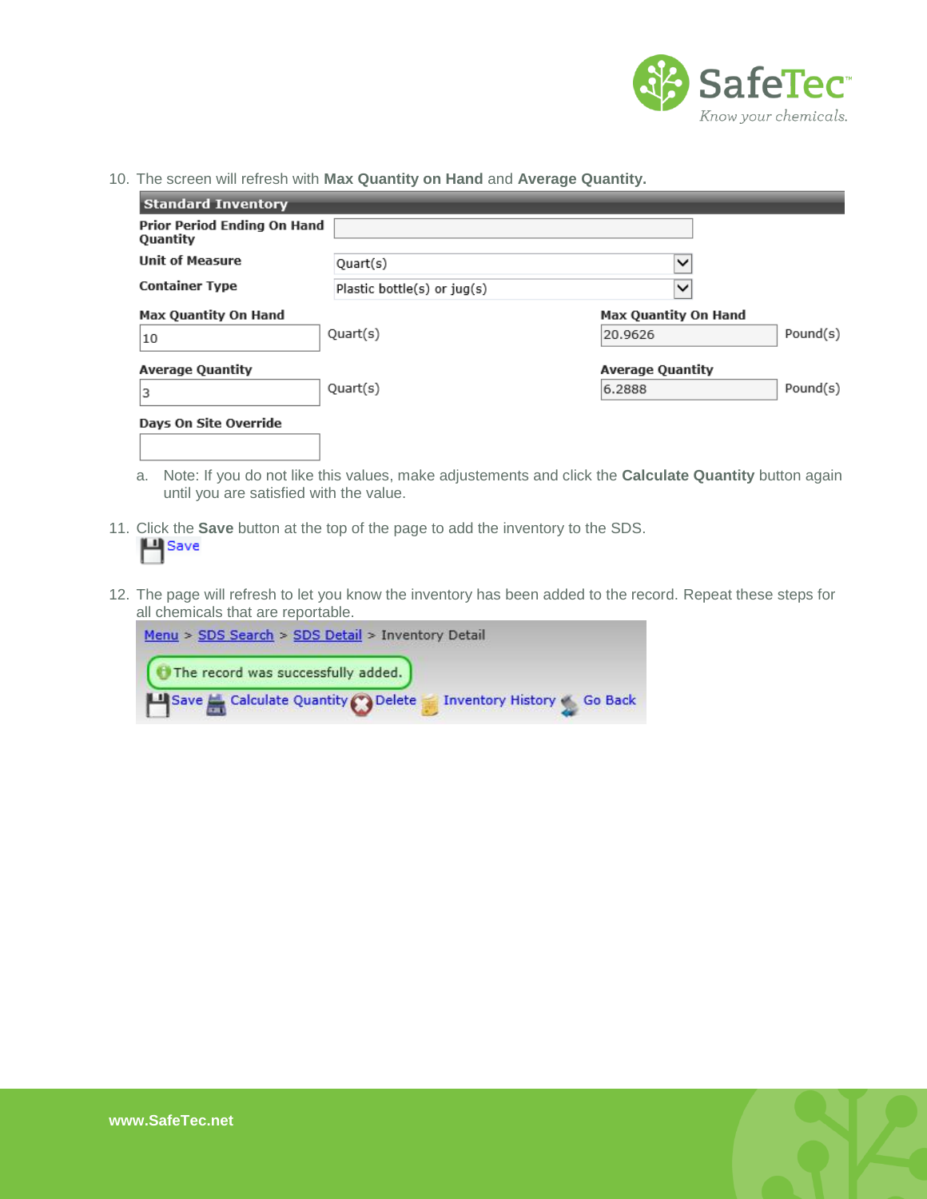10. The screen will refresh with **Max Quantity on Hand** and **Average Quantity.**

**Standard Inventory**

| Field | Value | | Field | Value | |
|---|---|---|---|---|---|
| Prior Period Ending On Hand Quantity | | | | | |
| Unit of Measure | Quart(s) | | | | |
| Container Type | Plastic bottle(s) or jug(s) | | | | |
| Max Quantity On Hand | 10 | Quart(s) | Max Quantity On Hand | 20.9626 | Pound(s) |
| Average Quantity | 3 | Quart(s) | Average Quantity | 6.2888 | Pound(s) |
| Days On Site Override | | | | | |

   a. Note: If you do not like this values, make adjustements and click the **Calculate Quantity** button again until you are satisfied with the value.

11. Click the **Save** button at the top of the page to add the inventory to the SDS.

    Save

12. The page will refresh to let you know the inventory has been added to the record. Repeat these steps for all chemicals that are reportable.

    Menu > SDS Search > SDS Detail > Inventory Detail

    The record was successfully added.

    Save | Calculate Quantity | Delete | Inventory History | Go Back

www.SafeTec.net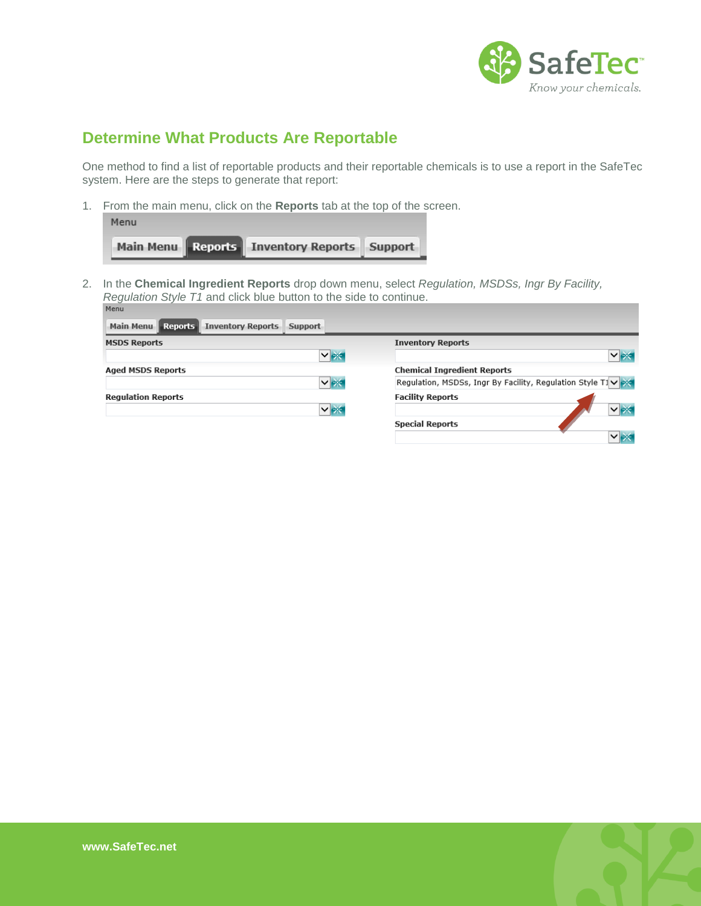## Determine What Products Are Reportable

One method to find a list of reportable products and their reportable chemicals is to use a report in the SafeTec system. Here are the steps to generate that report:

1. From the main menu, click on the **Reports** tab at the top of the screen.

2. In the **Chemical Ingredient Reports** drop down menu, select *Regulation, MSDSs, Ingr By Facility, Regulation Style T1* and click blue button to the side to continue.

www.SafeTec.net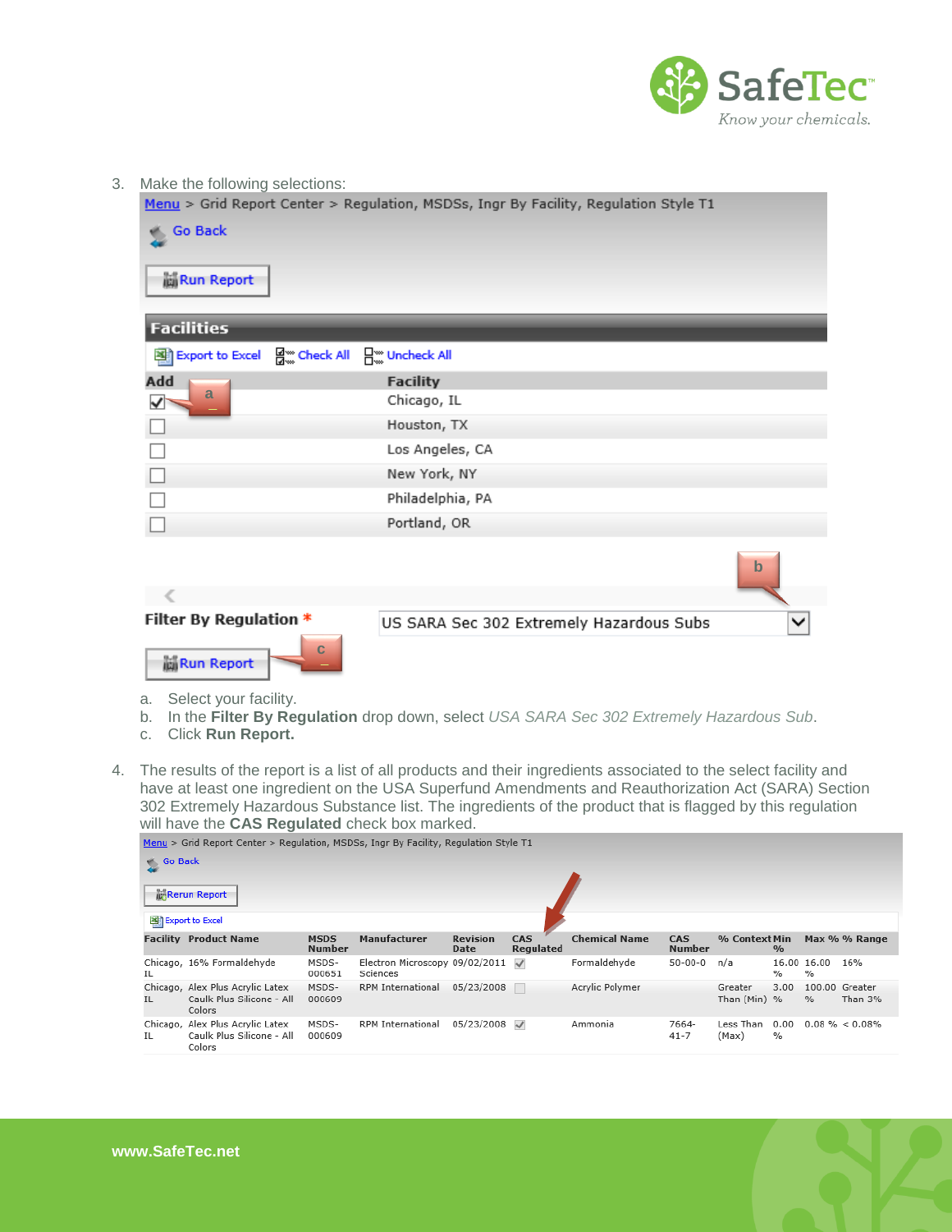3. Make the following selections:

Menu > Grid Report Center > Regulation, MSDSs, Ingr By Facility, Regulation Style T1

Go Back

Run Report

**Facilities**

Export to Excel   Check All   Uncheck All

| Add | Facility |
|---|---|
| ☑ | Chicago, IL |
| ☐ | Houston, TX |
| ☐ | Los Angeles, CA |
| ☐ | New York, NY |
| ☐ | Philadelphia, PA |
| ☐ | Portland, OR |

**Filter By Regulation** * US SARA Sec 302 Extremely Hazardous Subs

Run Report

a. Select your facility.
b. In the **Filter By Regulation** drop down, select *USA SARA Sec 302 Extremely Hazardous Sub*.
c. Click **Run Report.**

4. The results of the report is a list of all products and their ingredients associated to the select facility and have at least one ingredient on the USA Superfund Amendments and Reauthorization Act (SARA) Section 302 Extremely Hazardous Substance list. The ingredients of the product that is flagged by this regulation will have the **CAS Regulated** check box marked.

Menu > Grid Report Center > Regulation, MSDSs, Ingr By Facility, Regulation Style T1

Go Back

Rerun Report

Export to Excel

| Facility | Product Name | MSDS Number | Manufacturer | Revision Date | CAS Regulated | Chemical Name | CAS Number | % Context | Min % | Max % | % Range |
|---|---|---|---|---|---|---|---|---|---|---|---|
| Chicago, IL | 16% Formaldehyde | MSDS-000651 | Electron Microscopy Sciences | 09/02/2011 | ☑ | Formaldehyde | 50-00-0 | n/a | 16.00 % | 16.00 % | 16% |
| Chicago, IL | Alex Plus Acrylic Latex Caulk Plus Silicone - All Colors | MSDS-000609 | RPM International | 05/23/2008 | ☐ | Acrylic Polymer | | Greater Than (Min) | 3.00 % | 100.00 % | Greater Than 3% |
| Chicago, IL | Alex Plus Acrylic Latex Caulk Plus Silicone - All Colors | MSDS-000609 | RPM International | 05/23/2008 | ☑ | Ammonia | 7664-41-7 | Less Than (Max) | 0.00 % | 0.08 % | < 0.08% |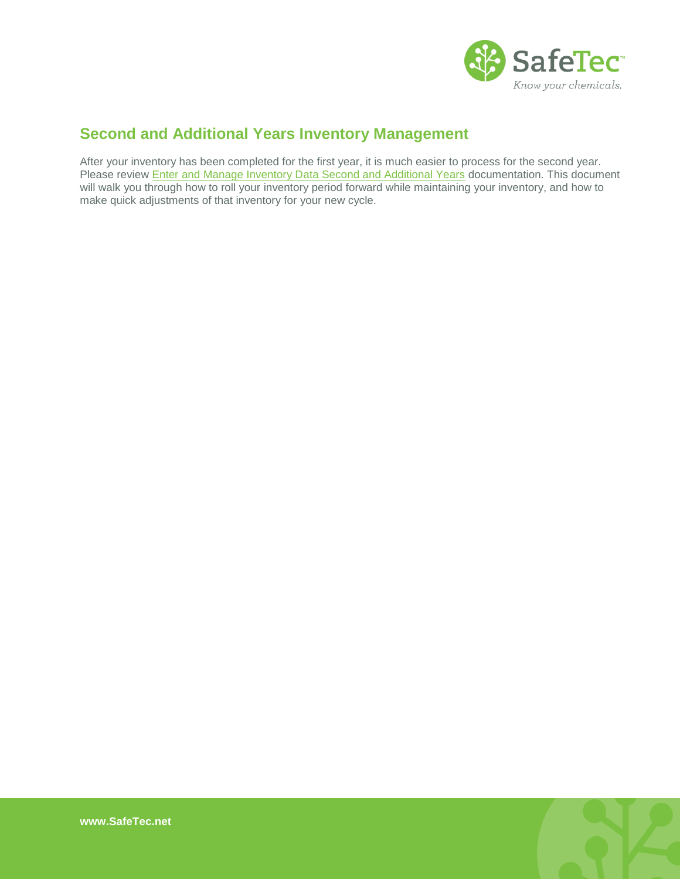## Second and Additional Years Inventory Management

After your inventory has been completed for the first year, it is much easier to process for the second year. Please review Enter and Manage Inventory Data Second and Additional Years documentation. This document will walk you through how to roll your inventory period forward while maintaining your inventory, and how to make quick adjustments of that inventory for your new cycle.